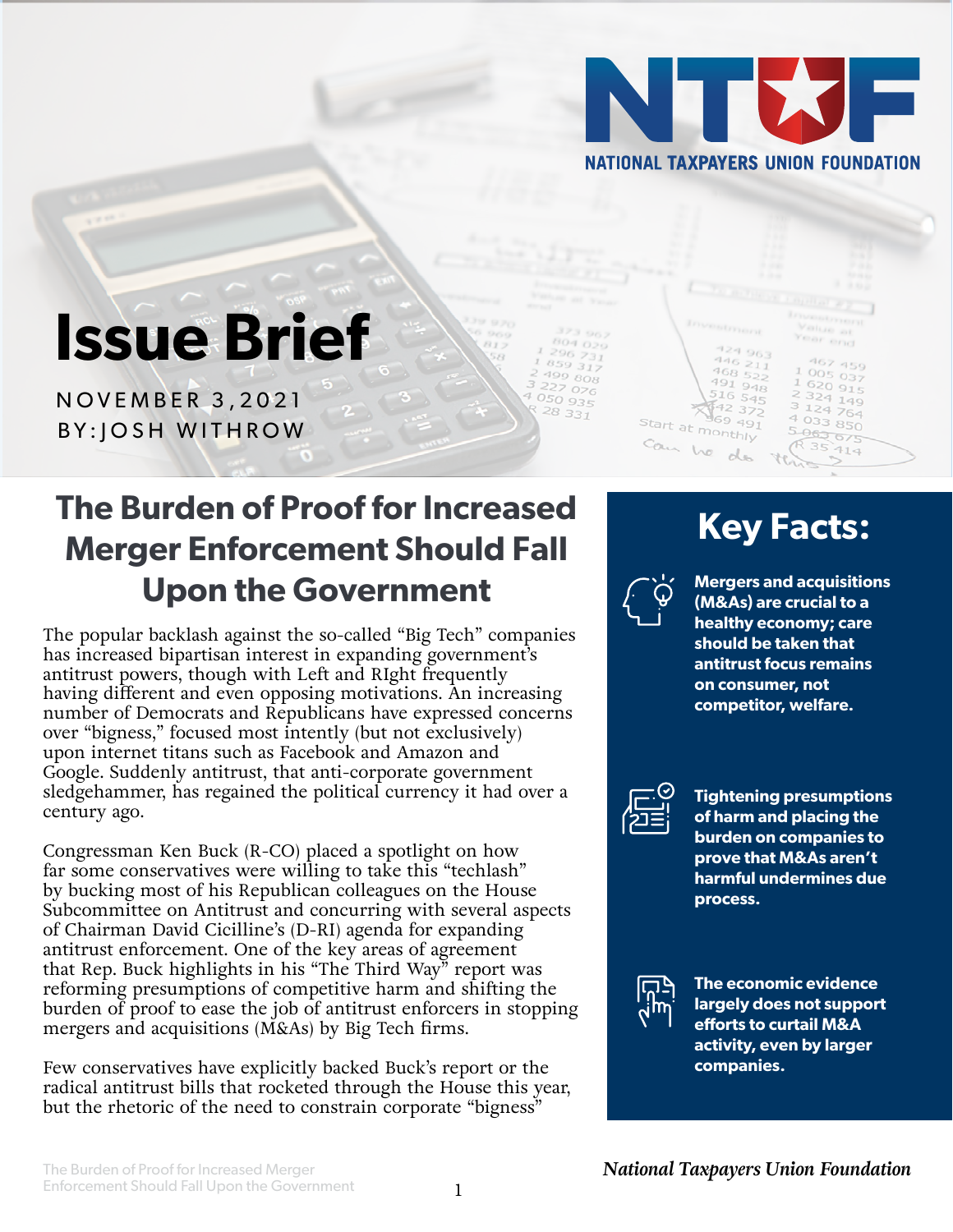NATIONAL TAXPAYERS UNION FOUNDATION

# Issue Brief

NOVEMBER 3, 2021
BY: JOSH WITHROW

## The Burden of Proof for Increased Merger Enforcement Should Fall Upon the Government

The popular backlash against the so-called "Big Tech" companies has increased bipartisan interest in expanding government's antitrust powers, though with Left and RIght frequently having different and even opposing motivations. An increasing number of Democrats and Republicans have expressed concerns over "bigness," focused most intently (but not exclusively) upon internet titans such as Facebook and Amazon and Google. Suddenly antitrust, that anti-corporate government sledgehammer, has regained the political currency it had over a century ago.

Congressman Ken Buck (R-CO) placed a spotlight on how far some conservatives were willing to take this "techlash" by bucking most of his Republican colleagues on the House Subcommittee on Antitrust and concurring with several aspects of Chairman David Cicilline's (D-RI) agenda for expanding antitrust enforcement. One of the key areas of agreement that Rep. Buck highlights in his "The Third Way" report was reforming presumptions of competitive harm and shifting the burden of proof to ease the job of antitrust enforcers in stopping mergers and acquisitions (M&As) by Big Tech firms.

Few conservatives have explicitly backed Buck's report or the radical antitrust bills that rocketed through the House this year, but the rhetoric of the need to constrain corporate "bigness"

## Key Facts:

- **Mergers and acquisitions (M&As) are crucial to a healthy economy; care should be taken that antitrust focus remains on consumer, not competitor, welfare.**
- **Tightening presumptions of harm and placing the burden on companies to prove that M&As aren't harmful undermines due process.**
- **The economic evidence largely does not support efforts to curtail M&A activity, even by larger companies.**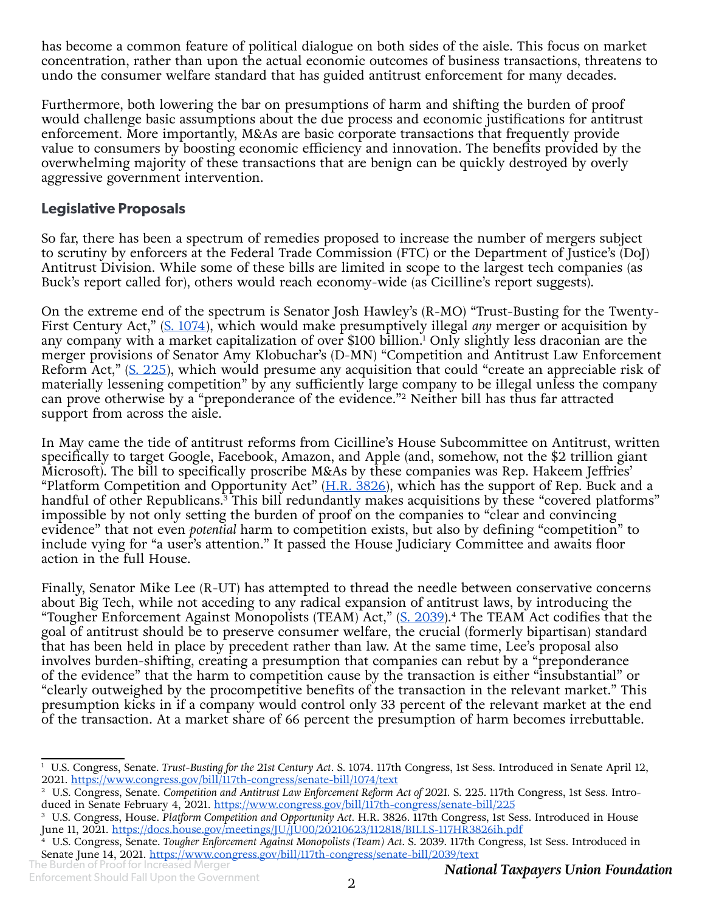has become a common feature of political dialogue on both sides of the aisle. This focus on market concentration, rather than upon the actual economic outcomes of business transactions, threatens to undo the consumer welfare standard that has guided antitrust enforcement for many decades.

Furthermore, both lowering the bar on presumptions of harm and shifting the burden of proof would challenge basic assumptions about the due process and economic justifications for antitrust enforcement. More importantly, M&As are basic corporate transactions that frequently provide value to consumers by boosting economic efficiency and innovation. The benefits provided by the overwhelming majority of these transactions that are benign can be quickly destroyed by overly aggressive government intervention.

## Legislative Proposals

So far, there has been a spectrum of remedies proposed to increase the number of mergers subject to scrutiny by enforcers at the Federal Trade Commission (FTC) or the Department of Justice's (DoJ) Antitrust Division. While some of these bills are limited in scope to the largest tech companies (as Buck's report called for), others would reach economy-wide (as Cicilline's report suggests).

On the extreme end of the spectrum is Senator Josh Hawley's (R-MO) "Trust-Busting for the Twenty-First Century Act," ([S. 1074](https://www.congress.gov/bill/117th-congress/senate-bill/1074/text)), which would make presumptively illegal *any* merger or acquisition by any company with a market capitalization of over $100 billion.[1] Only slightly less draconian are the merger provisions of Senator Amy Klobuchar's (D-MN) "Competition and Antitrust Law Enforcement Reform Act," ([S. 225](https://www.congress.gov/bill/117th-congress/senate-bill/225)), which would presume any acquisition that could "create an appreciable risk of materially lessening competition" by any sufficiently large company to be illegal unless the company can prove otherwise by a "preponderance of the evidence."[2] Neither bill has thus far attracted support from across the aisle.

In May came the tide of antitrust reforms from Cicilline's House Subcommittee on Antitrust, written specifically to target Google, Facebook, Amazon, and Apple (and, somehow, not the $2 trillion giant Microsoft). The bill to specifically proscribe M&As by these companies was Rep. Hakeem Jeffries' "Platform Competition and Opportunity Act" ([H.R. 3826](https://docs.house.gov/meetings/JU/JU00/20210623/112818/BILLS-117HR3826ih.pdf)), which has the support of Rep. Buck and a handful of other Republicans.[3] This bill redundantly makes acquisitions by these "covered platforms" impossible by not only setting the burden of proof on the companies to "clear and convincing evidence" that not even *potential* harm to competition exists, but also by defining "competition" to include vying for "a user's attention." It passed the House Judiciary Committee and awaits floor action in the full House.

Finally, Senator Mike Lee (R-UT) has attempted to thread the needle between conservative concerns about Big Tech, while not acceding to any radical expansion of antitrust laws, by introducing the "Tougher Enforcement Against Monopolists (TEAM) Act," ([S. 2039](https://www.congress.gov/bill/117th-congress/senate-bill/2039/text)).[4] The TEAM Act codifies that the goal of antitrust should be to preserve consumer welfare, the crucial (formerly bipartisan) standard that has been held in place by precedent rather than law. At the same time, Lee's proposal also involves burden-shifting, creating a presumption that companies can rebut by a "preponderance of the evidence" that the harm to competition cause by the transaction is either "insubstantial" or "clearly outweighed by the procompetitive benefits of the transaction in the relevant market." This presumption kicks in if a company would control only 33 percent of the relevant market at the end of the transaction. At a market share of 66 percent the presumption of harm becomes irrebuttable.

---

[1] U.S. Congress, Senate. *Trust-Busting for the 21st Century Act*. S. 1074. 117th Congress, 1st Sess. Introduced in Senate April 12, 2021. https://www.congress.gov/bill/117th-congress/senate-bill/1074/text

[2] U.S. Congress, Senate. *Competition and Antitrust Law Enforcement Reform Act of 2021*. S. 225. 117th Congress, 1st Sess. Introduced in Senate February 4, 2021. https://www.congress.gov/bill/117th-congress/senate-bill/225

[3] U.S. Congress, House. *Platform Competition and Opportunity Act*. H.R. 3826. 117th Congress, 1st Sess. Introduced in House June 11, 2021. https://docs.house.gov/meetings/JU/JU00/20210623/112818/BILLS-117HR3826ih.pdf

[4] U.S. Congress, Senate. *Tougher Enforcement Against Monopolists (Team) Act*. S. 2039. 117th Congress, 1st Sess. Introduced in Senate June 14, 2021. https://www.congress.gov/bill/117th-congress/senate-bill/2039/text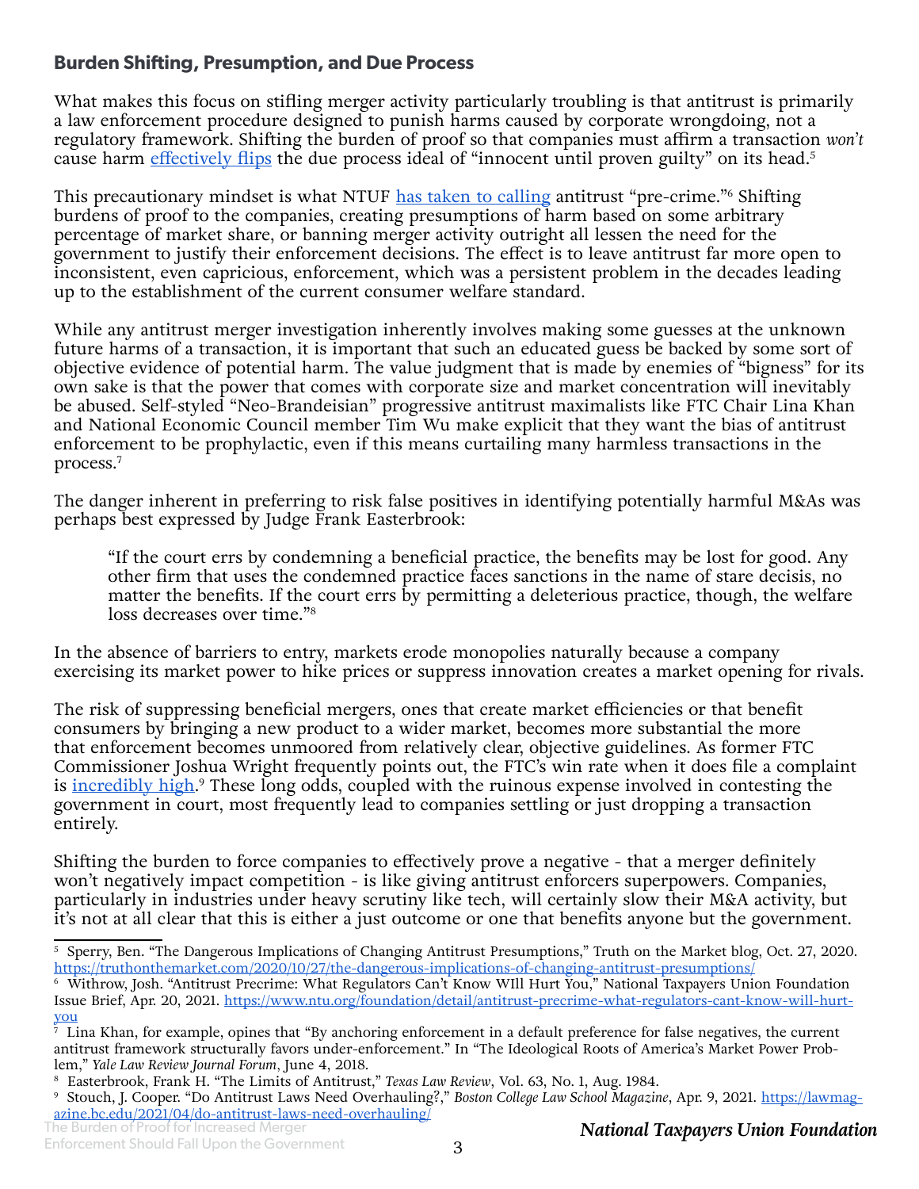## Burden Shifting, Presumption, and Due Process

What makes this focus on stifling merger activity particularly troubling is that antitrust is primarily a law enforcement procedure designed to punish harms caused by corporate wrongdoing, not a regulatory framework. Shifting the burden of proof so that companies must affirm a transaction *won't* cause harm [effectively flips](https://truthonthemarket.com/2020/10/27/the-dangerous-implications-of-changing-antitrust-presumptions/) the due process ideal of "innocent until proven guilty" on its head.[5]

This precautionary mindset is what NTUF [has taken to calling](https://www.ntu.org/foundation/detail/antitrust-precrime-what-regulators-cant-know-will-hurt-you) antitrust "pre-crime."[6] Shifting burdens of proof to the companies, creating presumptions of harm based on some arbitrary percentage of market share, or banning merger activity outright all lessen the need for the government to justify their enforcement decisions. The effect is to leave antitrust far more open to inconsistent, even capricious, enforcement, which was a persistent problem in the decades leading up to the establishment of the current consumer welfare standard.

While any antitrust merger investigation inherently involves making some guesses at the unknown future harms of a transaction, it is important that such an educated guess be backed by some sort of objective evidence of potential harm. The value judgment that is made by enemies of "bigness" for its own sake is that the power that comes with corporate size and market concentration will inevitably be abused. Self-styled "Neo-Brandeisian" progressive antitrust maximalists like FTC Chair Lina Khan and National Economic Council member Tim Wu make explicit that they want the bias of antitrust enforcement to be prophylactic, even if this means curtailing many harmless transactions in the process.[7]

The danger inherent in preferring to risk false positives in identifying potentially harmful M&As was perhaps best expressed by Judge Frank Easterbrook:

> "If the court errs by condemning a beneficial practice, the benefits may be lost for good. Any other firm that uses the condemned practice faces sanctions in the name of stare decisis, no matter the benefits. If the court errs by permitting a deleterious practice, though, the welfare loss decreases over time."[8]

In the absence of barriers to entry, markets erode monopolies naturally because a company exercising its market power to hike prices or suppress innovation creates a market opening for rivals.

The risk of suppressing beneficial mergers, ones that create market efficiencies or that benefit consumers by bringing a new product to a wider market, becomes more substantial the more that enforcement becomes unmoored from relatively clear, objective guidelines. As former FTC Commissioner Joshua Wright frequently points out, the FTC's win rate when it does file a complaint is [incredibly high](https://lawmagazine.bc.edu/2021/04/do-antitrust-laws-need-overhauling/).[9] These long odds, coupled with the ruinous expense involved in contesting the government in court, most frequently lead to companies settling or just dropping a transaction entirely.

Shifting the burden to force companies to effectively prove a negative - that a merger definitely won't negatively impact competition - is like giving antitrust enforcers superpowers. Companies, particularly in industries under heavy scrutiny like tech, will certainly slow their M&A activity, but it's not at all clear that this is either a just outcome or one that benefits anyone but the government.

---

[5] Sperry, Ben. "The Dangerous Implications of Changing Antitrust Presumptions," Truth on the Market blog, Oct. 27, 2020. https://truthonthemarket.com/2020/10/27/the-dangerous-implications-of-changing-antitrust-presumptions/

[6] Withrow, Josh. "Antitrust Precrime: What Regulators Can't Know WIll Hurt You," National Taxpayers Union Foundation Issue Brief, Apr. 20, 2021. https://www.ntu.org/foundation/detail/antitrust-precrime-what-regulators-cant-know-will-hurt-you

[7] Lina Khan, for example, opines that "By anchoring enforcement in a default preference for false negatives, the current antitrust framework structurally favors under-enforcement." In "The Ideological Roots of America's Market Power Problem," *Yale Law Review Journal Forum*, June 4, 2018.

[8] Easterbrook, Frank H. "The Limits of Antitrust," *Texas Law Review*, Vol. 63, No. 1, Aug. 1984.

[9] Stouch, J. Cooper. "Do Antitrust Laws Need Overhauling?," *Boston College Law School Magazine*, Apr. 9, 2021. https://lawmagazine.bc.edu/2021/04/do-antitrust-laws-need-overhauling/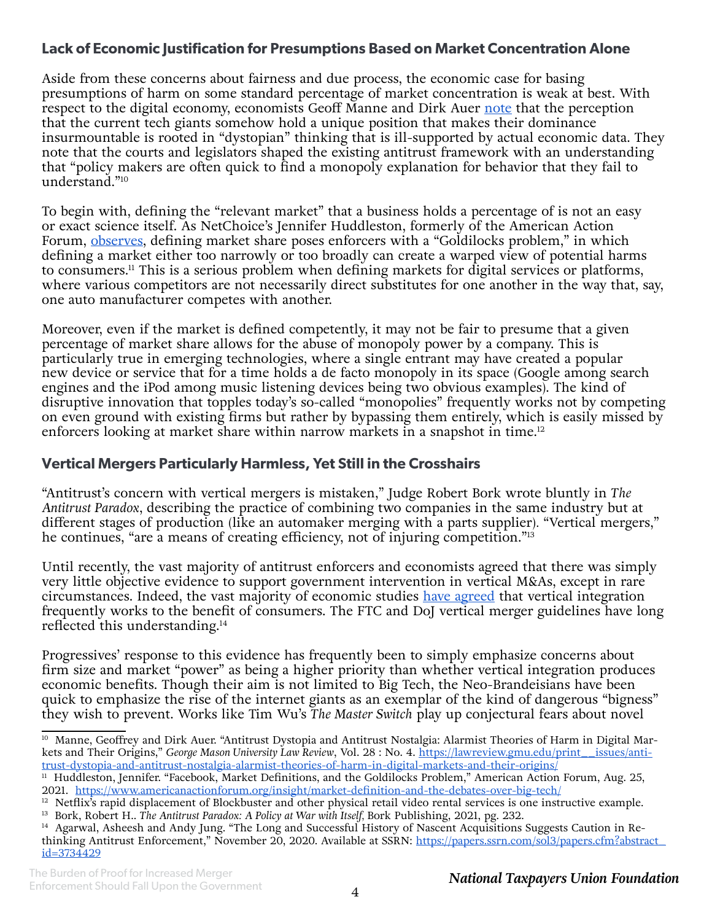### Lack of Economic Justification for Presumptions Based on Market Concentration Alone

Aside from these concerns about fairness and due process, the economic case for basing presumptions of harm on some standard percentage of market concentration is weak at best. With respect to the digital economy, economists Geoff Manne and Dirk Auer [note](https://lawreview.gmu.edu/print__issues/antitrust-dystopia-and-antitrust-nostalgia-alarmist-theories-of-harm-in-digital-markets-and-their-origins/) that the perception that the current tech giants somehow hold a unique position that makes their dominance insurmountable is rooted in "dystopian" thinking that is ill-supported by actual economic data. They note that the courts and legislators shaped the existing antitrust framework with an understanding that "policy makers are often quick to find a monopoly explanation for behavior that they fail to understand."[10]

To begin with, defining the "relevant market" that a business holds a percentage of is not an easy or exact science itself. As NetChoice's Jennifer Huddleston, formerly of the American Action Forum, [observes](https://www.americanactionforum.org/insight/market-definition-and-the-debates-over-big-tech/), defining market share poses enforcers with a "Goldilocks problem," in which defining a market either too narrowly or too broadly can create a warped view of potential harms to consumers.[11] This is a serious problem when defining markets for digital services or platforms, where various competitors are not necessarily direct substitutes for one another in the way that, say, one auto manufacturer competes with another.

Moreover, even if the market is defined competently, it may not be fair to presume that a given percentage of market share allows for the abuse of monopoly power by a company. This is particularly true in emerging technologies, where a single entrant may have created a popular new device or service that for a time holds a de facto monopoly in its space (Google among search engines and the iPod among music listening devices being two obvious examples). The kind of disruptive innovation that topples today's so-called "monopolies" frequently works not by competing on even ground with existing firms but rather by bypassing them entirely, which is easily missed by enforcers looking at market share within narrow markets in a snapshot in time.[12]

### Vertical Mergers Particularly Harmless, Yet Still in the Crosshairs

"Antitrust's concern with vertical mergers is mistaken," Judge Robert Bork wrote bluntly in *The Antitrust Paradox*, describing the practice of combining two companies in the same industry but at different stages of production (like an automaker merging with a parts supplier). "Vertical mergers," he continues, "are a means of creating efficiency, not of injuring competition."[13]

Until recently, the vast majority of antitrust enforcers and economists agreed that there was simply very little objective evidence to support government intervention in vertical M&As, except in rare circumstances. Indeed, the vast majority of economic studies [have agreed](https://papers.ssrn.com/sol3/papers.cfm?abstract_id=3734429) that vertical integration frequently works to the benefit of consumers. The FTC and DoJ vertical merger guidelines have long reflected this understanding.[14]

Progressives' response to this evidence has frequently been to simply emphasize concerns about firm size and market "power" as being a higher priority than whether vertical integration produces economic benefits. Though their aim is not limited to Big Tech, the Neo-Brandeisians have been quick to emphasize the rise of the internet giants as an exemplar of the kind of dangerous "bigness" they wish to prevent. Works like Tim Wu's *The Master Switch* play up conjectural fears about novel

---

[10] Manne, Geoffrey and Dirk Auer. "Antitrust Dystopia and Antitrust Nostalgia: Alarmist Theories of Harm in Digital Markets and Their Origins," *George Mason University Law Review*, Vol. 28 : No. 4. https://lawreview.gmu.edu/print__issues/antitrust-dystopia-and-antitrust-nostalgia-alarmist-theories-of-harm-in-digital-markets-and-their-origins/

[11] Huddleston, Jennifer. "Facebook, Market Definitions, and the Goldilocks Problem," American Action Forum, Aug. 25, 2021. https://www.americanactionforum.org/insight/market-definition-and-the-debates-over-big-tech/

[12] Netflix's rapid displacement of Blockbuster and other physical retail video rental services is one instructive example.

[13] Bork, Robert H.. *The Antitrust Paradox: A Policy at War with Itself*, Bork Publishing, 2021, pg. 232.

[14] Agarwal, Asheesh and Andy Jung. "The Long and Successful History of Nascent Acquisitions Suggests Caution in Rethinking Antitrust Enforcement," November 20, 2020. Available at SSRN: https://papers.ssrn.com/sol3/papers.cfm?abstract_id=3734429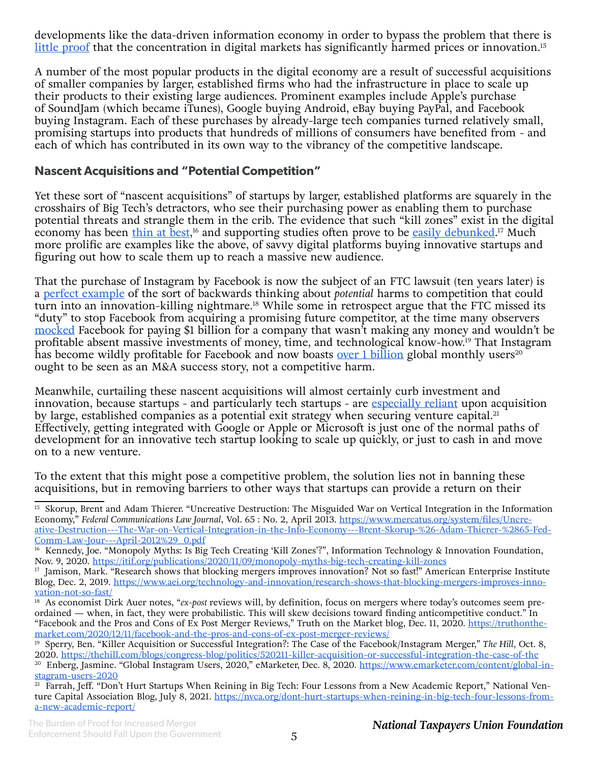developments like the data-driven information economy in order to bypass the problem that there is little proof that the concentration in digital markets has significantly harmed prices or innovation.[15]

A number of the most popular products in the digital economy are a result of successful acquisitions of smaller companies by larger, established firms who had the infrastructure in place to scale up their products to their existing large audiences. Prominent examples include Apple's purchase of SoundJam (which became iTunes), Google buying Android, eBay buying PayPal, and Facebook buying Instagram. Each of these purchases by already-large tech companies turned relatively small, promising startups into products that hundreds of millions of consumers have benefited from - and each of which has contributed in its own way to the vibrancy of the competitive landscape.

## Nascent Acquisitions and "Potential Competition"

Yet these sort of "nascent acquisitions" of startups by larger, established platforms are squarely in the crosshairs of Big Tech's detractors, who see their purchasing power as enabling them to purchase potential threats and strangle them in the crib. The evidence that such "kill zones" exist in the digital economy has been thin at best,[16] and supporting studies often prove to be easily debunked.[17] Much more prolific are examples like the above, of savvy digital platforms buying innovative startups and figuring out how to scale them up to reach a massive new audience.

That the purchase of Instagram by Facebook is now the subject of an FTC lawsuit (ten years later) is a perfect example of the sort of backwards thinking about *potential* harms to competition that could turn into an innovation-killing nightmare.[18] While some in retrospect argue that the FTC missed its "duty" to stop Facebook from acquiring a promising future competitor, at the time many observers mocked Facebook for paying $1 billion for a company that wasn't making any money and wouldn't be profitable absent massive investments of money, time, and technological know-how.[19] That Instagram has become wildly profitable for Facebook and now boasts over 1 billion global monthly users[20] ought to be seen as an M&A success story, not a competitive harm.

Meanwhile, curtailing these nascent acquisitions will almost certainly curb investment and innovation, because startups - and particularly tech startups - are especially reliant upon acquisition by large, established companies as a potential exit strategy when securing venture capital.[21] Effectively, getting integrated with Google or Apple or Microsoft is just one of the normal paths of development for an innovative tech startup looking to scale up quickly, or just to cash in and move on to a new venture.

To the extent that this might pose a competitive problem, the solution lies not in banning these acquisitions, but in removing barriers to other ways that startups can provide a return on their

---

[15] Skorup, Brent and Adam Thierer. "Uncreative Destruction: The Misguided War on Vertical Integration in the Information Economy," *Federal Communications Law Journal*, Vol. 65 : No. 2, April 2013. https://www.mercatus.org/system/files/Uncreative-Destruction---The-War-on-Vertical-Integration-in-the-Info-Economy---Brent-Skorup-%26-Adam-Thierer-%2865-Fed-Comm-Law-Jour---April-2012%29_0.pdf

[16] Kennedy, Joe. "Monopoly Myths: Is Big Tech Creating 'Kill Zones'?", Information Technology & Innovation Foundation, Nov. 9, 2020. https://itif.org/publications/2020/11/09/monopoly-myths-big-tech-creating-kill-zones

[17] Jamison, Mark. "Research shows that blocking mergers improves innovation? Not so fast!" American Enterprise Institute Blog, Dec. 2, 2019. https://www.aei.org/technology-and-innovation/research-shows-that-blocking-mergers-improves-innovation-not-so-fast/

[18] As economist Dirk Auer notes, "*ex-post* reviews will, by definition, focus on mergers where today's outcomes seem preordained — when, in fact, they were probabilistic. This will skew decisions toward finding anticompetitive conduct." In "Facebook and the Pros and Cons of Ex Post Merger Reviews," Truth on the Market blog, Dec. 11, 2020. https://truthonthemarket.com/2020/12/11/facebook-and-the-pros-and-cons-of-ex-post-merger-reviews/

[19] Sperry, Ben. "Killer Acquisition or Successful Integration?: The Case of the Facebook/Instagram Merger," *The Hill*, Oct. 8, 2020. https://thehill.com/blogs/congress-blog/politics/520211-killer-acquisition-or-successful-integration-the-case-of-the

[20] Enberg, Jasmine. "Global Instagram Users, 2020," eMarketer, Dec. 8, 2020. https://www.emarketer.com/content/global-instagram-users-2020

[21] Farrah, Jeff. "Don't Hurt Startups When Reining in Big Tech: Four Lessons from a New Academic Report," National Venture Capital Association Blog, July 8, 2021. https://nvca.org/dont-hurt-startups-when-reining-in-big-tech-four-lessons-from-a-new-academic-report/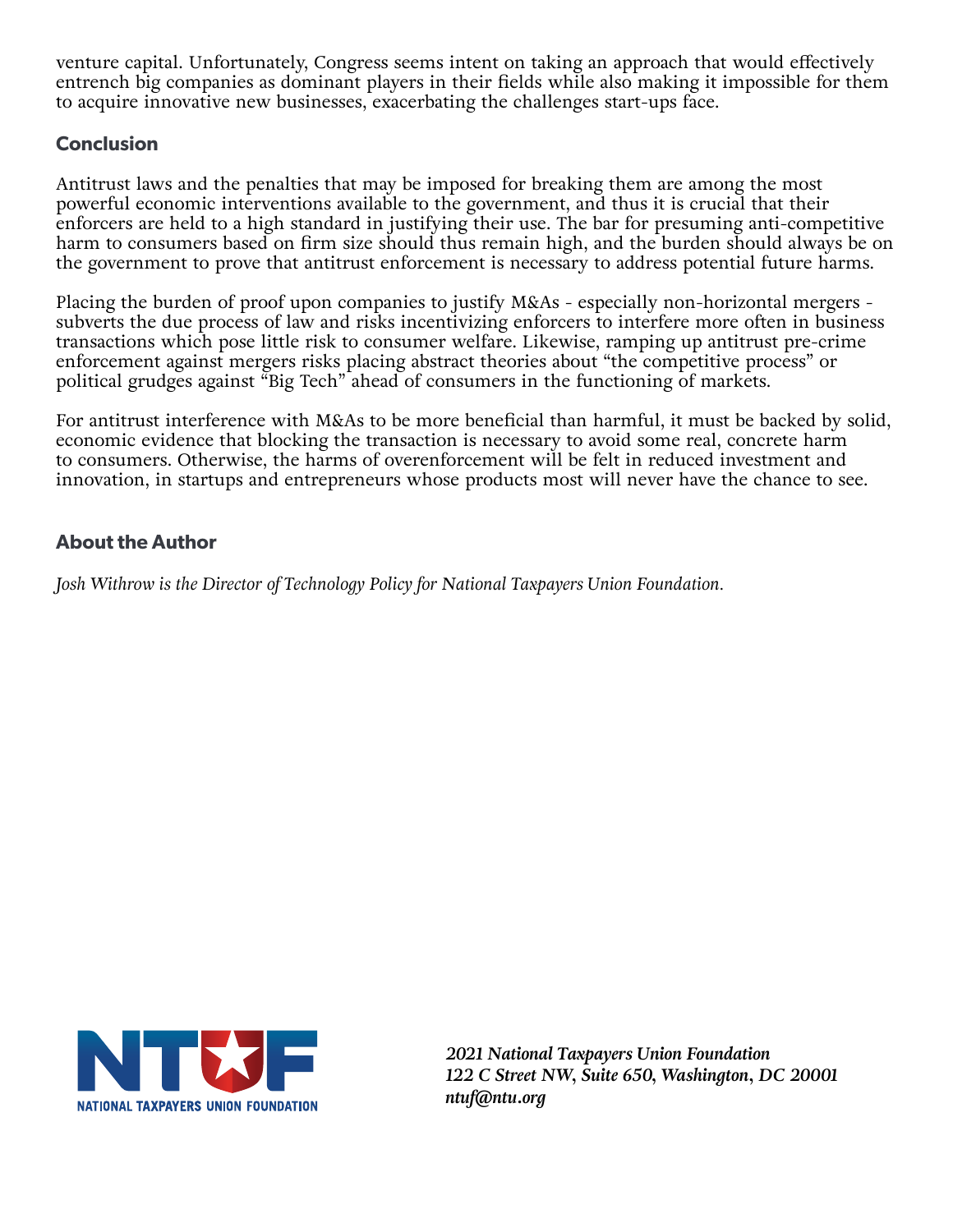venture capital. Unfortunately, Congress seems intent on taking an approach that would effectively entrench big companies as dominant players in their fields while also making it impossible for them to acquire innovative new businesses, exacerbating the challenges start-ups face.

## Conclusion

Antitrust laws and the penalties that may be imposed for breaking them are among the most powerful economic interventions available to the government, and thus it is crucial that their enforcers are held to a high standard in justifying their use. The bar for presuming anti-competitive harm to consumers based on firm size should thus remain high, and the burden should always be on the government to prove that antitrust enforcement is necessary to address potential future harms.

Placing the burden of proof upon companies to justify M&As - especially non-horizontal mergers - subverts the due process of law and risks incentivizing enforcers to interfere more often in business transactions which pose little risk to consumer welfare. Likewise, ramping up antitrust pre-crime enforcement against mergers risks placing abstract theories about "the competitive process" or political grudges against "Big Tech" ahead of consumers in the functioning of markets.

For antitrust interference with M&As to be more beneficial than harmful, it must be backed by solid, economic evidence that blocking the transaction is necessary to avoid some real, concrete harm to consumers. Otherwise, the harms of overenforcement will be felt in reduced investment and innovation, in startups and entrepreneurs whose products most will never have the chance to see.

## About the Author

*Josh Withrow is the Director of Technology Policy for National Taxpayers Union Foundation.*

NTUF
NATIONAL TAXPAYERS UNION FOUNDATION

***2021 National Taxpayers Union Foundation***
***122 C Street NW, Suite 650, Washington, DC 20001***
***ntuf@ntu.org***